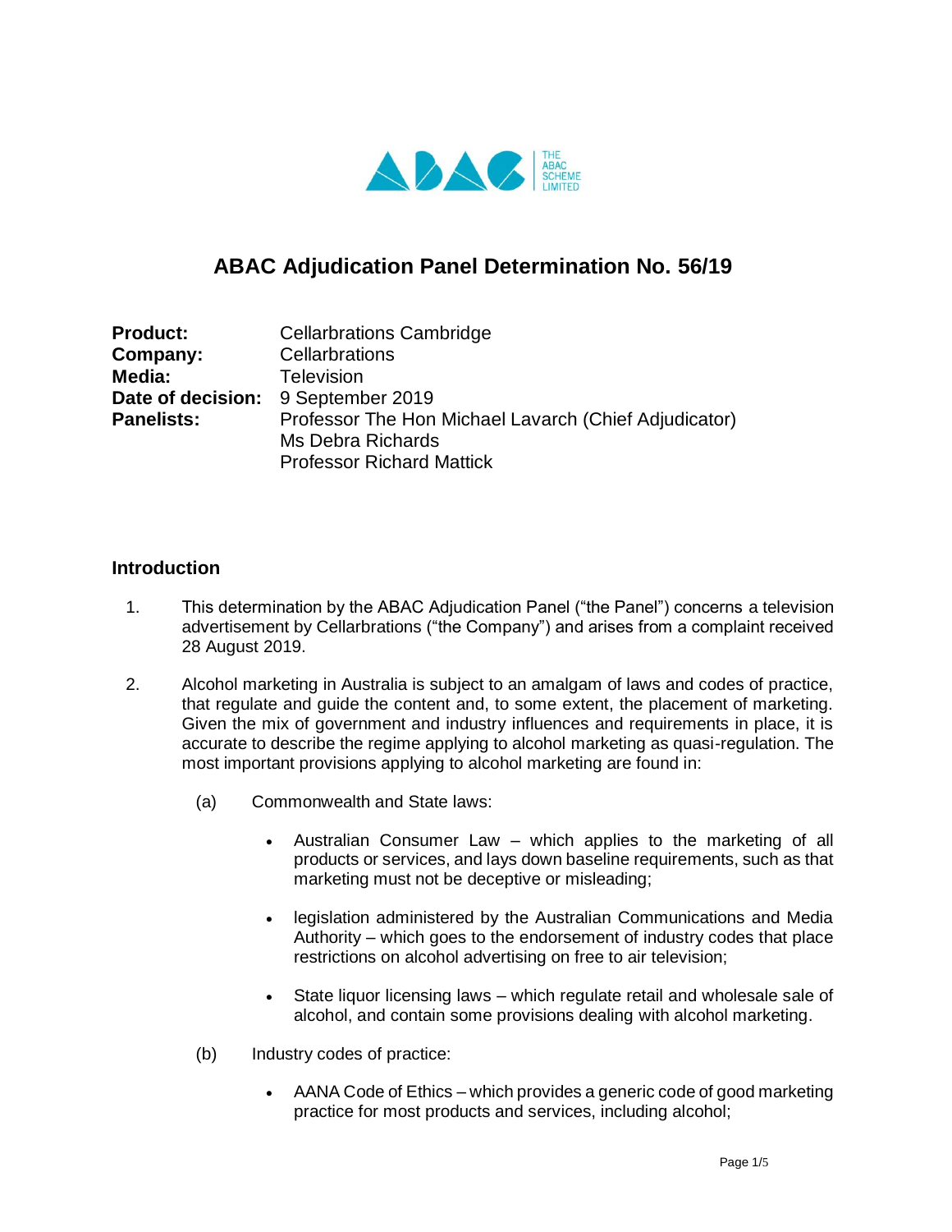# ABAC Adjudication Panel Determination No. 56/19

| | |
|---|---|
| **Product:** | Cellarbrations Cambridge |
| **Company:** | Cellarbrations |
| **Media:** | Television |
| **Date of decision:** | 9 September 2019 |
| **Panelists:** | Professor The Hon Michael Lavarch (Chief Adjudicator)<br>Ms Debra Richards<br>Professor Richard Mattick |

## Introduction

1. This determination by the ABAC Adjudication Panel ("the Panel") concerns a television advertisement by Cellarbrations ("the Company") and arises from a complaint received 28 August 2019.

2. Alcohol marketing in Australia is subject to an amalgam of laws and codes of practice, that regulate and guide the content and, to some extent, the placement of marketing. Given the mix of government and industry influences and requirements in place, it is accurate to describe the regime applying to alcohol marketing as quasi-regulation. The most important provisions applying to alcohol marketing are found in:

   (a) Commonwealth and State laws:

   - Australian Consumer Law – which applies to the marketing of all products or services, and lays down baseline requirements, such as that marketing must not be deceptive or misleading;
   - legislation administered by the Australian Communications and Media Authority – which goes to the endorsement of industry codes that place restrictions on alcohol advertising on free to air television;
   - State liquor licensing laws – which regulate retail and wholesale sale of alcohol, and contain some provisions dealing with alcohol marketing.

   (b) Industry codes of practice:

   - AANA Code of Ethics – which provides a generic code of good marketing practice for most products and services, including alcohol;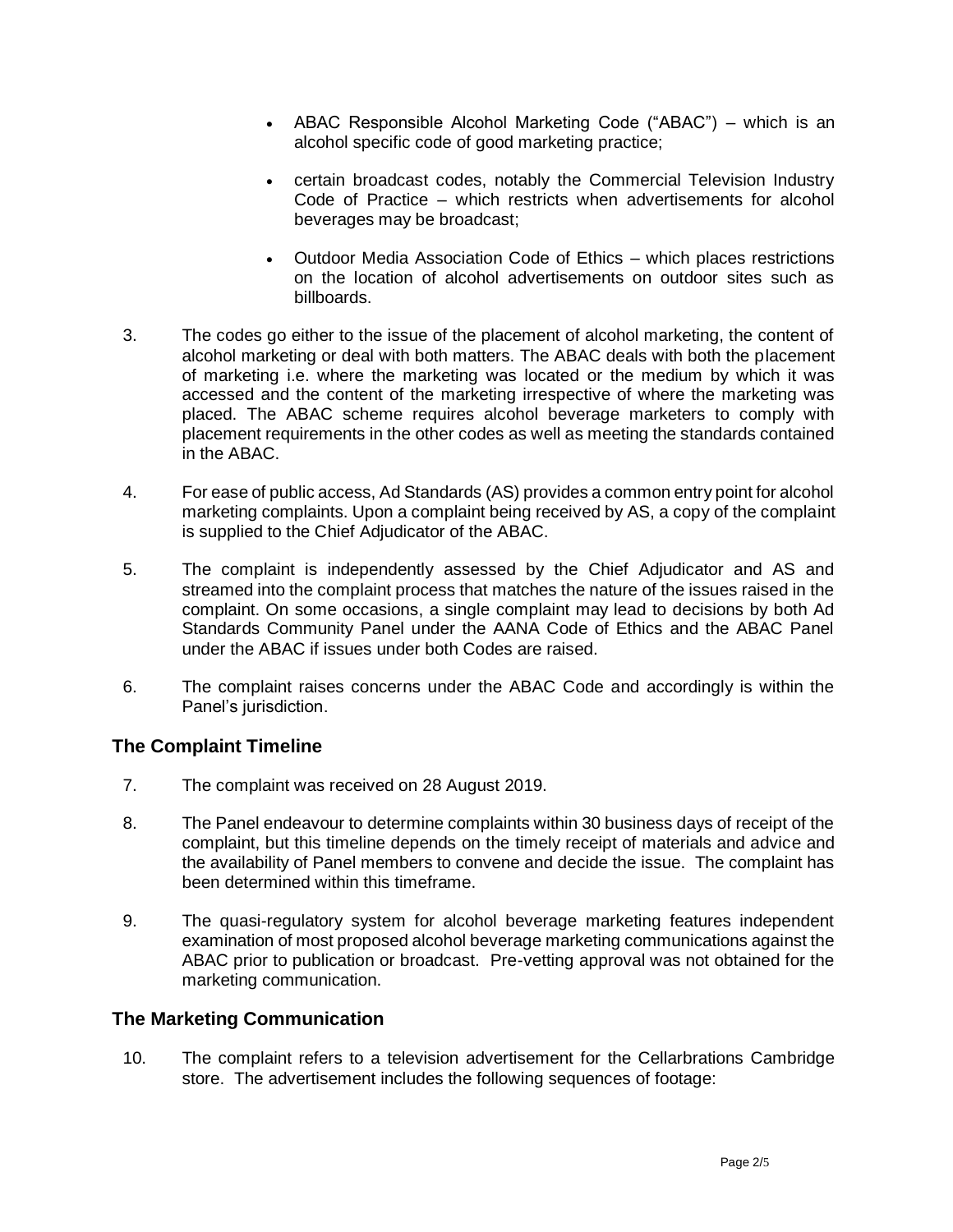- ABAC Responsible Alcohol Marketing Code ("ABAC") – which is an alcohol specific code of good marketing practice;
- certain broadcast codes, notably the Commercial Television Industry Code of Practice – which restricts when advertisements for alcohol beverages may be broadcast;
- Outdoor Media Association Code of Ethics – which places restrictions on the location of alcohol advertisements on outdoor sites such as billboards.

3. The codes go either to the issue of the placement of alcohol marketing, the content of alcohol marketing or deal with both matters. The ABAC deals with both the placement of marketing i.e. where the marketing was located or the medium by which it was accessed and the content of the marketing irrespective of where the marketing was placed. The ABAC scheme requires alcohol beverage marketers to comply with placement requirements in the other codes as well as meeting the standards contained in the ABAC.

4. For ease of public access, Ad Standards (AS) provides a common entry point for alcohol marketing complaints. Upon a complaint being received by AS, a copy of the complaint is supplied to the Chief Adjudicator of the ABAC.

5. The complaint is independently assessed by the Chief Adjudicator and AS and streamed into the complaint process that matches the nature of the issues raised in the complaint. On some occasions, a single complaint may lead to decisions by both Ad Standards Community Panel under the AANA Code of Ethics and the ABAC Panel under the ABAC if issues under both Codes are raised.

6. The complaint raises concerns under the ABAC Code and accordingly is within the Panel's jurisdiction.

## The Complaint Timeline

7. The complaint was received on 28 August 2019.

8. The Panel endeavour to determine complaints within 30 business days of receipt of the complaint, but this timeline depends on the timely receipt of materials and advice and the availability of Panel members to convene and decide the issue. The complaint has been determined within this timeframe.

9. The quasi-regulatory system for alcohol beverage marketing features independent examination of most proposed alcohol beverage marketing communications against the ABAC prior to publication or broadcast. Pre-vetting approval was not obtained for the marketing communication.

## The Marketing Communication

10. The complaint refers to a television advertisement for the Cellarbrations Cambridge store. The advertisement includes the following sequences of footage: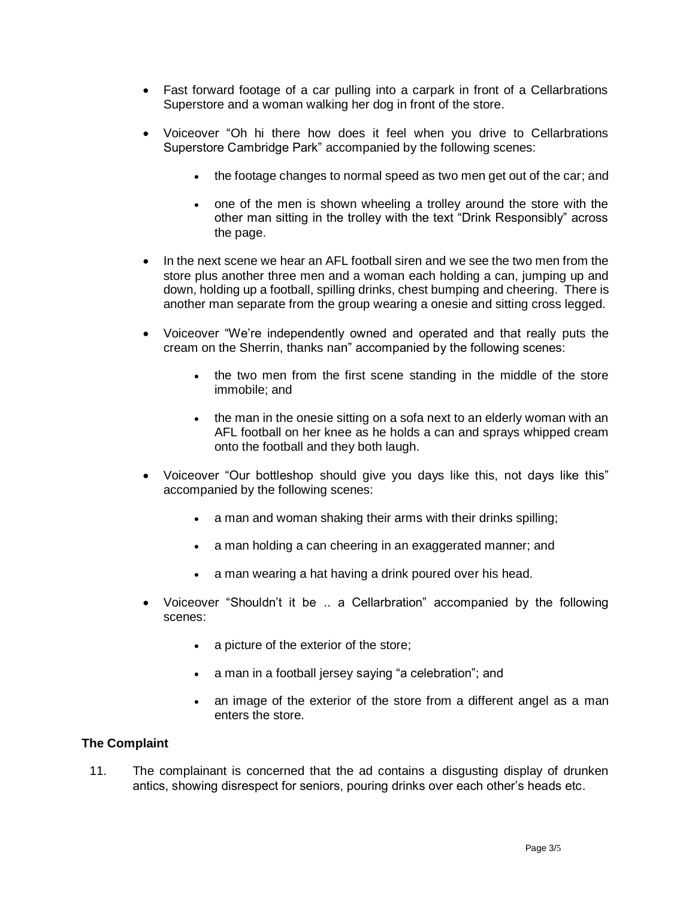- Fast forward footage of a car pulling into a carpark in front of a Cellarbrations Superstore and a woman walking her dog in front of the store.
- Voiceover "Oh hi there how does it feel when you drive to Cellarbrations Superstore Cambridge Park" accompanied by the following scenes:
  - the footage changes to normal speed as two men get out of the car; and
  - one of the men is shown wheeling a trolley around the store with the other man sitting in the trolley with the text "Drink Responsibly" across the page.
- In the next scene we hear an AFL football siren and we see the two men from the store plus another three men and a woman each holding a can, jumping up and down, holding up a football, spilling drinks, chest bumping and cheering. There is another man separate from the group wearing a onesie and sitting cross legged.
- Voiceover "We're independently owned and operated and that really puts the cream on the Sherrin, thanks nan" accompanied by the following scenes:
  - the two men from the first scene standing in the middle of the store immobile; and
  - the man in the onesie sitting on a sofa next to an elderly woman with an AFL football on her knee as he holds a can and sprays whipped cream onto the football and they both laugh.
- Voiceover "Our bottleshop should give you days like this, not days like this" accompanied by the following scenes:
  - a man and woman shaking their arms with their drinks spilling;
  - a man holding a can cheering in an exaggerated manner; and
  - a man wearing a hat having a drink poured over his head.
- Voiceover "Shouldn't it be .. a Cellarbration" accompanied by the following scenes:
  - a picture of the exterior of the store;
  - a man in a football jersey saying "a celebration"; and
  - an image of the exterior of the store from a different angel as a man enters the store.

### The Complaint

11. The complainant is concerned that the ad contains a disgusting display of drunken antics, showing disrespect for seniors, pouring drinks over each other's heads etc.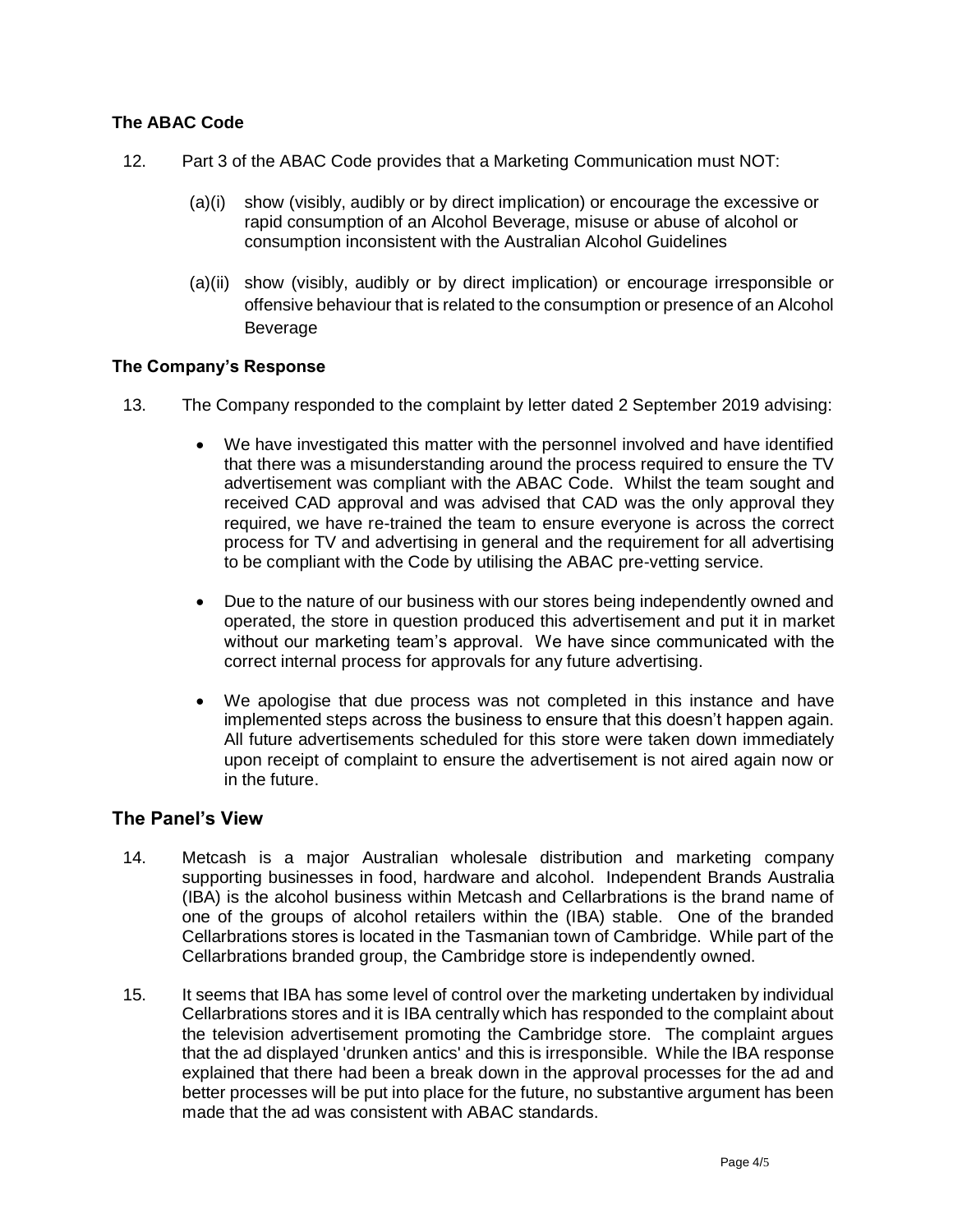### The ABAC Code

12. Part 3 of the ABAC Code provides that a Marketing Communication must NOT:

    (a)(i) show (visibly, audibly or by direct implication) or encourage the excessive or rapid consumption of an Alcohol Beverage, misuse or abuse of alcohol or consumption inconsistent with the Australian Alcohol Guidelines

    (a)(ii) show (visibly, audibly or by direct implication) or encourage irresponsible or offensive behaviour that is related to the consumption or presence of an Alcohol Beverage

### The Company's Response

13. The Company responded to the complaint by letter dated 2 September 2019 advising:

    - We have investigated this matter with the personnel involved and have identified that there was a misunderstanding around the process required to ensure the TV advertisement was compliant with the ABAC Code. Whilst the team sought and received CAD approval and was advised that CAD was the only approval they required, we have re-trained the team to ensure everyone is across the correct process for TV and advertising in general and the requirement for all advertising to be compliant with the Code by utilising the ABAC pre-vetting service.
    - Due to the nature of our business with our stores being independently owned and operated, the store in question produced this advertisement and put it in market without our marketing team's approval. We have since communicated with the correct internal process for approvals for any future advertising.
    - We apologise that due process was not completed in this instance and have implemented steps across the business to ensure that this doesn't happen again. All future advertisements scheduled for this store were taken down immediately upon receipt of complaint to ensure the advertisement is not aired again now or in the future.

## The Panel's View

14. Metcash is a major Australian wholesale distribution and marketing company supporting businesses in food, hardware and alcohol. Independent Brands Australia (IBA) is the alcohol business within Metcash and Cellarbrations is the brand name of one of the groups of alcohol retailers within the (IBA) stable. One of the branded Cellarbrations stores is located in the Tasmanian town of Cambridge. While part of the Cellarbrations branded group, the Cambridge store is independently owned.

15. It seems that IBA has some level of control over the marketing undertaken by individual Cellarbrations stores and it is IBA centrally which has responded to the complaint about the television advertisement promoting the Cambridge store. The complaint argues that the ad displayed 'drunken antics' and this is irresponsible. While the IBA response explained that there had been a break down in the approval processes for the ad and better processes will be put into place for the future, no substantive argument has been made that the ad was consistent with ABAC standards.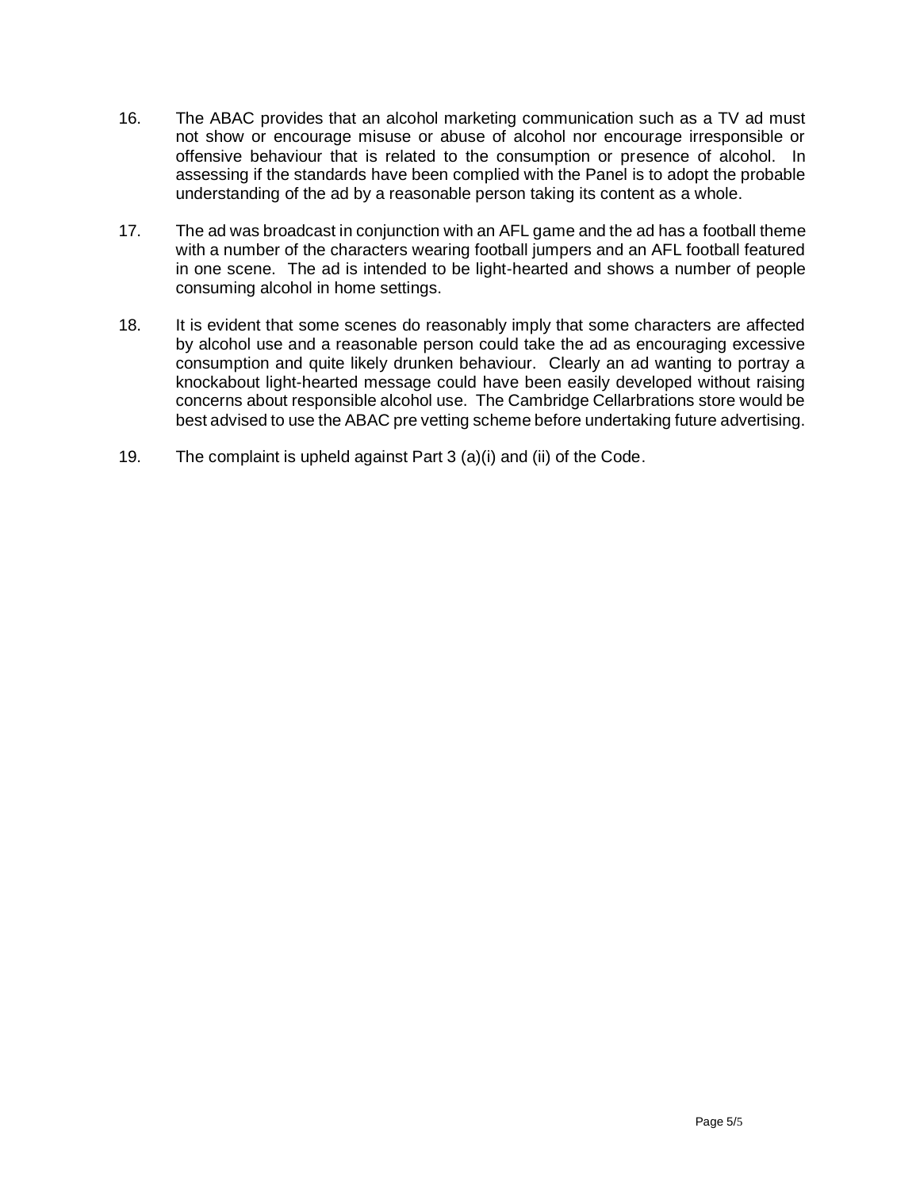16. The ABAC provides that an alcohol marketing communication such as a TV ad must not show or encourage misuse or abuse of alcohol nor encourage irresponsible or offensive behaviour that is related to the consumption or presence of alcohol. In assessing if the standards have been complied with the Panel is to adopt the probable understanding of the ad by a reasonable person taking its content as a whole.

17. The ad was broadcast in conjunction with an AFL game and the ad has a football theme with a number of the characters wearing football jumpers and an AFL football featured in one scene. The ad is intended to be light-hearted and shows a number of people consuming alcohol in home settings.

18. It is evident that some scenes do reasonably imply that some characters are affected by alcohol use and a reasonable person could take the ad as encouraging excessive consumption and quite likely drunken behaviour. Clearly an ad wanting to portray a knockabout light-hearted message could have been easily developed without raising concerns about responsible alcohol use. The Cambridge Cellarbrations store would be best advised to use the ABAC pre vetting scheme before undertaking future advertising.

19. The complaint is upheld against Part 3 (a)(i) and (ii) of the Code.